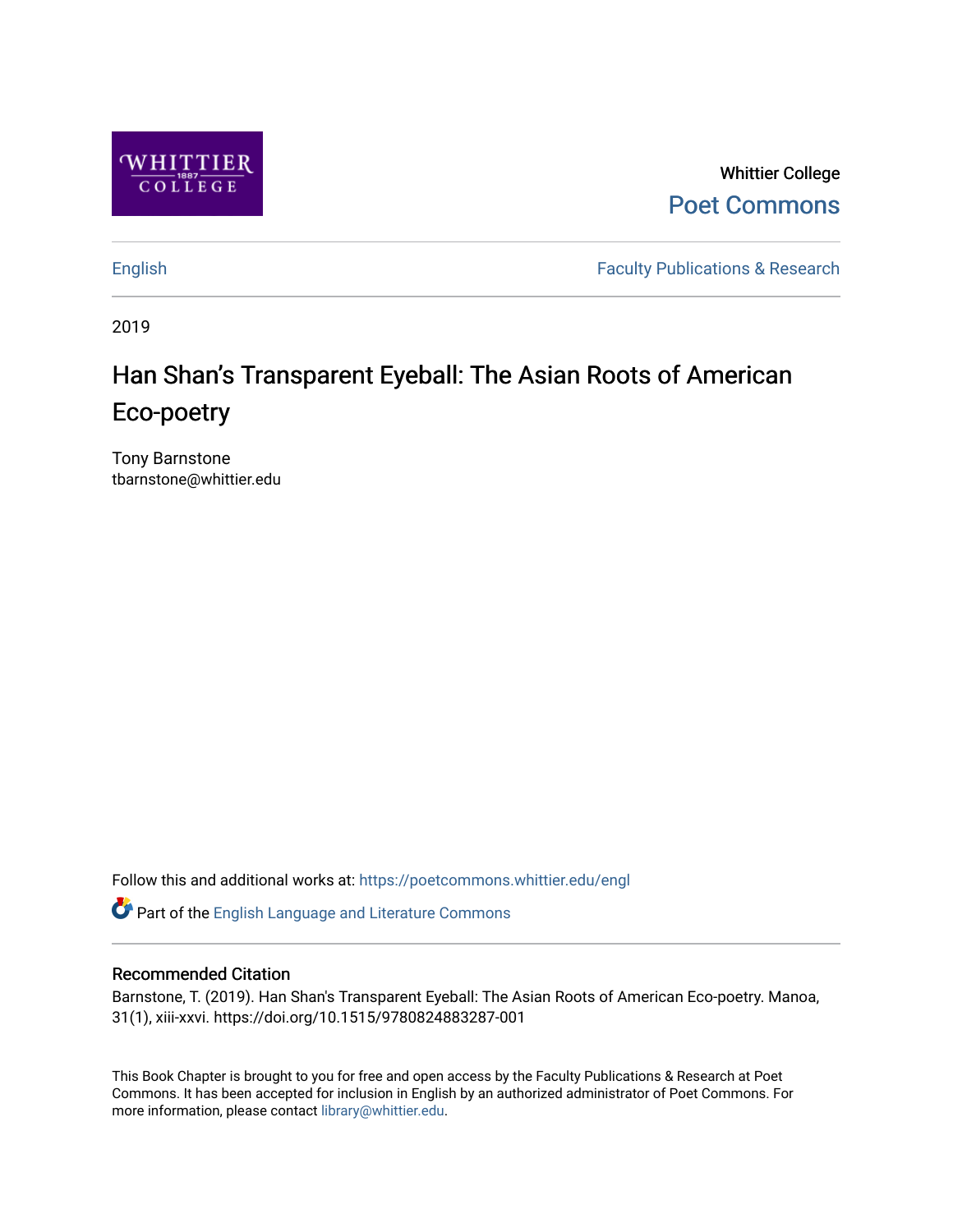Whittier College

Poet Commons

English | Faculty Publications & Research

2019

# Han Shan's Transparent Eyeball: The Asian Roots of American Eco-poetry

Tony Barnstone
tbarnstone@whittier.edu

Follow this and additional works at: https://poetcommons.whittier.edu/engl

Part of the English Language and Literature Commons

## Recommended Citation

Barnstone, T. (2019). Han Shan's Transparent Eyeball: The Asian Roots of American Eco-poetry. Manoa, 31(1), xiii-xxvi. https://doi.org/10.1515/9780824883287-001

This Book Chapter is brought to you for free and open access by the Faculty Publications & Research at Poet Commons. It has been accepted for inclusion in English by an authorized administrator of Poet Commons. For more information, please contact library@whittier.edu.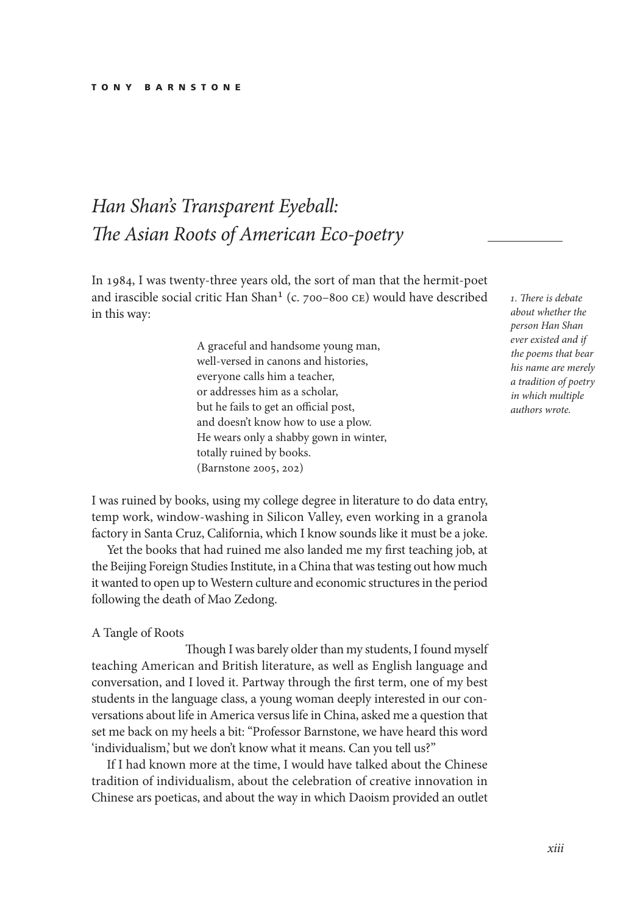# *Han Shan's Transparent Eyeball: The Asian Roots of American Eco-poetry*

In 1984, I was twenty-three years old, the sort of man that the hermit-poet and irascible social critic Han Shan[1] (c. 700–800 CE) would have described in this way:

> A graceful and handsome young man,
> well-versed in canons and histories,
> everyone calls him a teacher,
> or addresses him as a scholar,
> but he fails to get an official post,
> and doesn't know how to use a plow.
> He wears only a shabby gown in winter,
> totally ruined by books.
> (Barnstone 2005, 202)

I was ruined by books, using my college degree in literature to do data entry, temp work, window-washing in Silicon Valley, even working in a granola factory in Santa Cruz, California, which I know sounds like it must be a joke.

Yet the books that had ruined me also landed me my first teaching job, at the Beijing Foreign Studies Institute, in a China that was testing out how much it wanted to open up to Western culture and economic structures in the period following the death of Mao Zedong.

## A Tangle of Roots

Though I was barely older than my students, I found myself teaching American and British literature, as well as English language and conversation, and I loved it. Partway through the first term, one of my best students in the language class, a young woman deeply interested in our conversations about life in America versus life in China, asked me a question that set me back on my heels a bit: "Professor Barnstone, we have heard this word 'individualism,' but we don't know what it means. Can you tell us?"

If I had known more at the time, I would have talked about the Chinese tradition of individualism, about the celebration of creative innovation in Chinese ars poeticas, and about the way in which Daoism provided an outlet

*1. There is debate about whether the person Han Shan ever existed and if the poems that bear his name are merely a tradition of poetry in which multiple authors wrote.*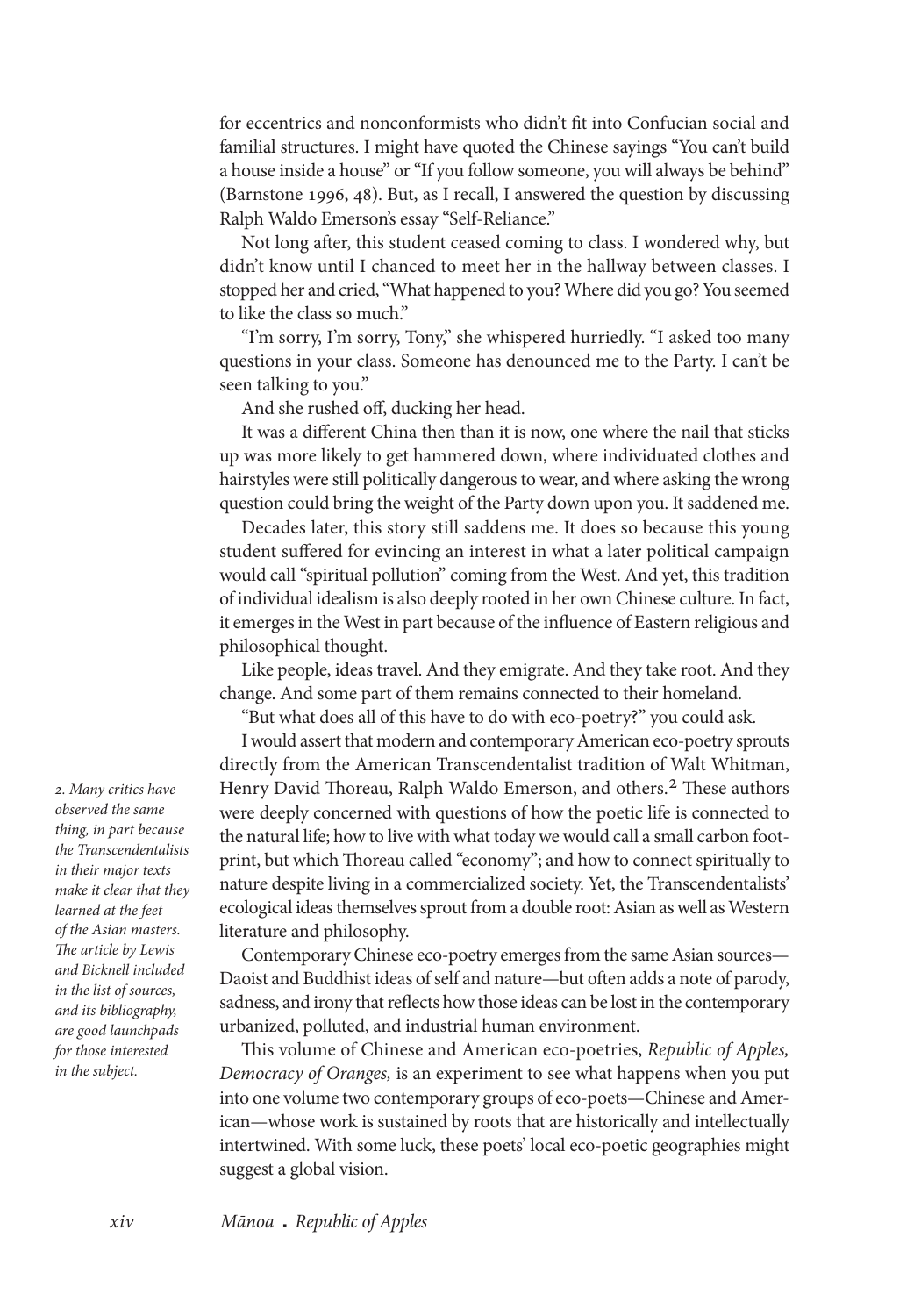for eccentrics and nonconformists who didn't fit into Confucian social and familial structures. I might have quoted the Chinese sayings "You can't build a house inside a house" or "If you follow someone, you will always be behind" (Barnstone 1996, 48). But, as I recall, I answered the question by discussing Ralph Waldo Emerson's essay "Self-Reliance."

Not long after, this student ceased coming to class. I wondered why, but didn't know until I chanced to meet her in the hallway between classes. I stopped her and cried, "What happened to you? Where did you go? You seemed to like the class so much."

"I'm sorry, I'm sorry, Tony," she whispered hurriedly. "I asked too many questions in your class. Someone has denounced me to the Party. I can't be seen talking to you."

And she rushed off, ducking her head.

It was a different China then than it is now, one where the nail that sticks up was more likely to get hammered down, where individuated clothes and hairstyles were still politically dangerous to wear, and where asking the wrong question could bring the weight of the Party down upon you. It saddened me.

Decades later, this story still saddens me. It does so because this young student suffered for evincing an interest in what a later political campaign would call "spiritual pollution" coming from the West. And yet, this tradition of individual idealism is also deeply rooted in her own Chinese culture. In fact, it emerges in the West in part because of the influence of Eastern religious and philosophical thought.

Like people, ideas travel. And they emigrate. And they take root. And they change. And some part of them remains connected to their homeland.

"But what does all of this have to do with eco-poetry?" you could ask.

I would assert that modern and contemporary American eco-poetry sprouts directly from the American Transcendentalist tradition of Walt Whitman, Henry David Thoreau, Ralph Waldo Emerson, and others.[2] These authors were deeply concerned with questions of how the poetic life is connected to the natural life; how to live with what today we would call a small carbon footprint, but which Thoreau called "economy"; and how to connect spiritually to nature despite living in a commercialized society. Yet, the Transcendentalists' ecological ideas themselves sprout from a double root: Asian as well as Western literature and philosophy.

Contemporary Chinese eco-poetry emerges from the same Asian sources—Daoist and Buddhist ideas of self and nature—but often adds a note of parody, sadness, and irony that reflects how those ideas can be lost in the contemporary urbanized, polluted, and industrial human environment.

This volume of Chinese and American eco-poetries, *Republic of Apples, Democracy of Oranges,* is an experiment to see what happens when you put into one volume two contemporary groups of eco-poets—Chinese and American—whose work is sustained by roots that are historically and intellectually intertwined. With some luck, these poets' local eco-poetic geographies might suggest a global vision.

*2. Many critics have observed the same thing, in part because the Transcendentalists in their major texts make it clear that they learned at the feet of the Asian masters. The article by Lewis and Bicknell included in the list of sources, and its bibliography, are good launchpads for those interested in the subject.*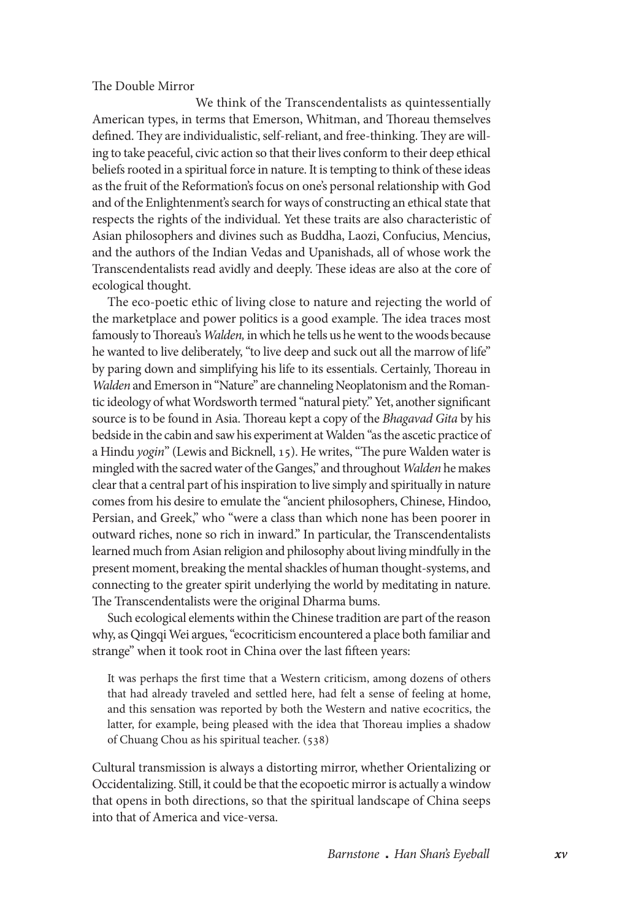The Double Mirror

We think of the Transcendentalists as quintessentially American types, in terms that Emerson, Whitman, and Thoreau themselves defined. They are individualistic, self-reliant, and free-thinking. They are willing to take peaceful, civic action so that their lives conform to their deep ethical beliefs rooted in a spiritual force in nature. It is tempting to think of these ideas as the fruit of the Reformation's focus on one's personal relationship with God and of the Enlightenment's search for ways of constructing an ethical state that respects the rights of the individual. Yet these traits are also characteristic of Asian philosophers and divines such as Buddha, Laozi, Confucius, Mencius, and the authors of the Indian Vedas and Upanishads, all of whose work the Transcendentalists read avidly and deeply. These ideas are also at the core of ecological thought.

The eco-poetic ethic of living close to nature and rejecting the world of the marketplace and power politics is a good example. The idea traces most famously to Thoreau's *Walden,* in which he tells us he went to the woods because he wanted to live deliberately, "to live deep and suck out all the marrow of life" by paring down and simplifying his life to its essentials. Certainly, Thoreau in *Walden* and Emerson in "Nature" are channeling Neoplatonism and the Romantic ideology of what Wordsworth termed "natural piety." Yet, another significant source is to be found in Asia. Thoreau kept a copy of the *Bhagavad Gita* by his bedside in the cabin and saw his experiment at Walden "as the ascetic practice of a Hindu *yogin*" (Lewis and Bicknell, 15). He writes, "The pure Walden water is mingled with the sacred water of the Ganges," and throughout *Walden* he makes clear that a central part of his inspiration to live simply and spiritually in nature comes from his desire to emulate the "ancient philosophers, Chinese, Hindoo, Persian, and Greek," who "were a class than which none has been poorer in outward riches, none so rich in inward." In particular, the Transcendentalists learned much from Asian religion and philosophy about living mindfully in the present moment, breaking the mental shackles of human thought-systems, and connecting to the greater spirit underlying the world by meditating in nature. The Transcendentalists were the original Dharma bums.

Such ecological elements within the Chinese tradition are part of the reason why, as Qingqi Wei argues, "ecocriticism encountered a place both familiar and strange" when it took root in China over the last fifteen years:

> It was perhaps the first time that a Western criticism, among dozens of others that had already traveled and settled here, had felt a sense of feeling at home, and this sensation was reported by both the Western and native ecocritics, the latter, for example, being pleased with the idea that Thoreau implies a shadow of Chuang Chou as his spiritual teacher. (538)

Cultural transmission is always a distorting mirror, whether Orientalizing or Occidentalizing. Still, it could be that the ecopoetic mirror is actually a window that opens in both directions, so that the spiritual landscape of China seeps into that of America and vice-versa.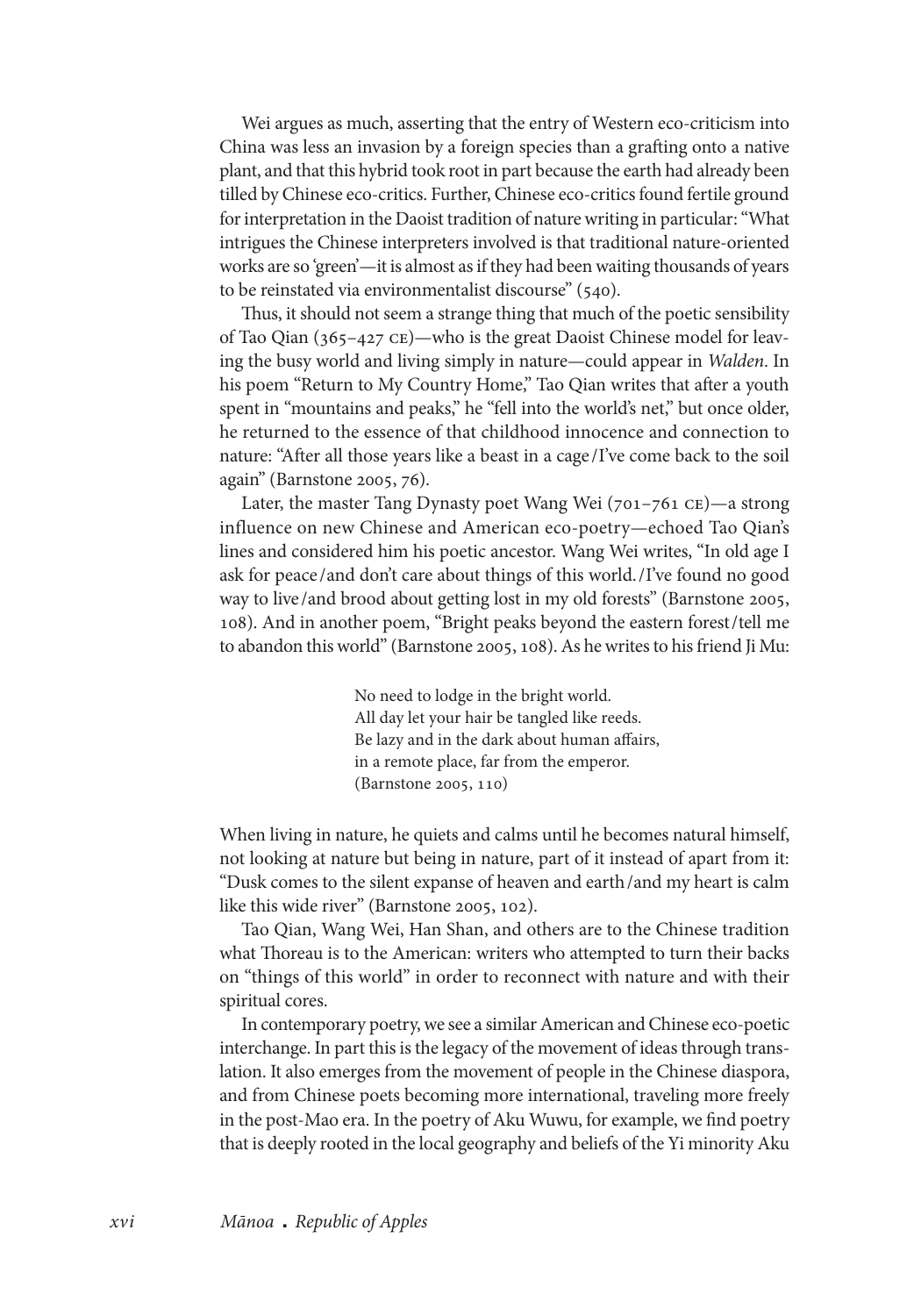Wei argues as much, asserting that the entry of Western eco-criticism into China was less an invasion by a foreign species than a grafting onto a native plant, and that this hybrid took root in part because the earth had already been tilled by Chinese eco-critics. Further, Chinese eco-critics found fertile ground for interpretation in the Daoist tradition of nature writing in particular: "What intrigues the Chinese interpreters involved is that traditional nature-oriented works are so 'green'—it is almost as if they had been waiting thousands of years to be reinstated via environmentalist discourse" (540).

Thus, it should not seem a strange thing that much of the poetic sensibility of Tao Qian (365–427 CE)—who is the great Daoist Chinese model for leaving the busy world and living simply in nature—could appear in *Walden*. In his poem "Return to My Country Home," Tao Qian writes that after a youth spent in "mountains and peaks," he "fell into the world's net," but once older, he returned to the essence of that childhood innocence and connection to nature: "After all those years like a beast in a cage/I've come back to the soil again" (Barnstone 2005, 76).

Later, the master Tang Dynasty poet Wang Wei (701–761 CE)—a strong influence on new Chinese and American eco-poetry—echoed Tao Qian's lines and considered him his poetic ancestor. Wang Wei writes, "In old age I ask for peace/and don't care about things of this world./I've found no good way to live/and brood about getting lost in my old forests" (Barnstone 2005, 108). And in another poem, "Bright peaks beyond the eastern forest/tell me to abandon this world" (Barnstone 2005, 108). As he writes to his friend Ji Mu:

> No need to lodge in the bright world.
> All day let your hair be tangled like reeds.
> Be lazy and in the dark about human affairs,
> in a remote place, far from the emperor.
> (Barnstone 2005, 110)

When living in nature, he quiets and calms until he becomes natural himself, not looking at nature but being in nature, part of it instead of apart from it: "Dusk comes to the silent expanse of heaven and earth/and my heart is calm like this wide river" (Barnstone 2005, 102).

Tao Qian, Wang Wei, Han Shan, and others are to the Chinese tradition what Thoreau is to the American: writers who attempted to turn their backs on "things of this world" in order to reconnect with nature and with their spiritual cores.

In contemporary poetry, we see a similar American and Chinese eco-poetic interchange. In part this is the legacy of the movement of ideas through translation. It also emerges from the movement of people in the Chinese diaspora, and from Chinese poets becoming more international, traveling more freely in the post-Mao era. In the poetry of Aku Wuwu, for example, we find poetry that is deeply rooted in the local geography and beliefs of the Yi minority Aku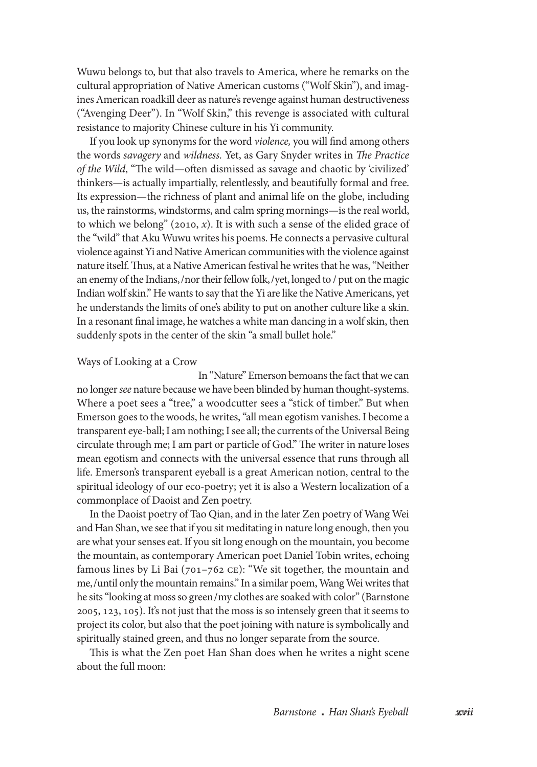Wuwu belongs to, but that also travels to America, where he remarks on the cultural appropriation of Native American customs ("Wolf Skin"), and imagines American roadkill deer as nature's revenge against human destructiveness ("Avenging Deer"). In "Wolf Skin," this revenge is associated with cultural resistance to majority Chinese culture in his Yi community.

If you look up synonyms for the word *violence,* you will find among others the words *savagery* and *wildness.* Yet, as Gary Snyder writes in *The Practice of the Wild*, "The wild—often dismissed as savage and chaotic by 'civilized' thinkers—is actually impartially, relentlessly, and beautifully formal and free. Its expression—the richness of plant and animal life on the globe, including us, the rainstorms, windstorms, and calm spring mornings—is the real world, to which we belong" (2010, *x*). It is with such a sense of the elided grace of the "wild" that Aku Wuwu writes his poems. He connects a pervasive cultural violence against Yi and Native American communities with the violence against nature itself. Thus, at a Native American festival he writes that he was, "Neither an enemy of the Indians,/nor their fellow folk,/yet, longed to / put on the magic Indian wolf skin." He wants to say that the Yi are like the Native Americans, yet he understands the limits of one's ability to put on another culture like a skin. In a resonant final image, he watches a white man dancing in a wolf skin, then suddenly spots in the center of the skin "a small bullet hole."

### Ways of Looking at a Crow

In "Nature" Emerson bemoans the fact that we can no longer *see* nature because we have been blinded by human thought-systems. Where a poet sees a "tree," a woodcutter sees a "stick of timber." But when Emerson goes to the woods, he writes, "all mean egotism vanishes. I become a transparent eye-ball; I am nothing; I see all; the currents of the Universal Being circulate through me; I am part or particle of God." The writer in nature loses mean egotism and connects with the universal essence that runs through all life. Emerson's transparent eyeball is a great American notion, central to the spiritual ideology of our eco-poetry; yet it is also a Western localization of a commonplace of Daoist and Zen poetry.

In the Daoist poetry of Tao Qian, and in the later Zen poetry of Wang Wei and Han Shan, we see that if you sit meditating in nature long enough, then you are what your senses eat. If you sit long enough on the mountain, you become the mountain, as contemporary American poet Daniel Tobin writes, echoing famous lines by Li Bai (701–762 CE): "We sit together, the mountain and me,/until only the mountain remains." In a similar poem, Wang Wei writes that he sits "looking at moss so green/my clothes are soaked with color" (Barnstone 2005, 123, 105). It's not just that the moss is so intensely green that it seems to project its color, but also that the poet joining with nature is symbolically and spiritually stained green, and thus no longer separate from the source.

This is what the Zen poet Han Shan does when he writes a night scene about the full moon: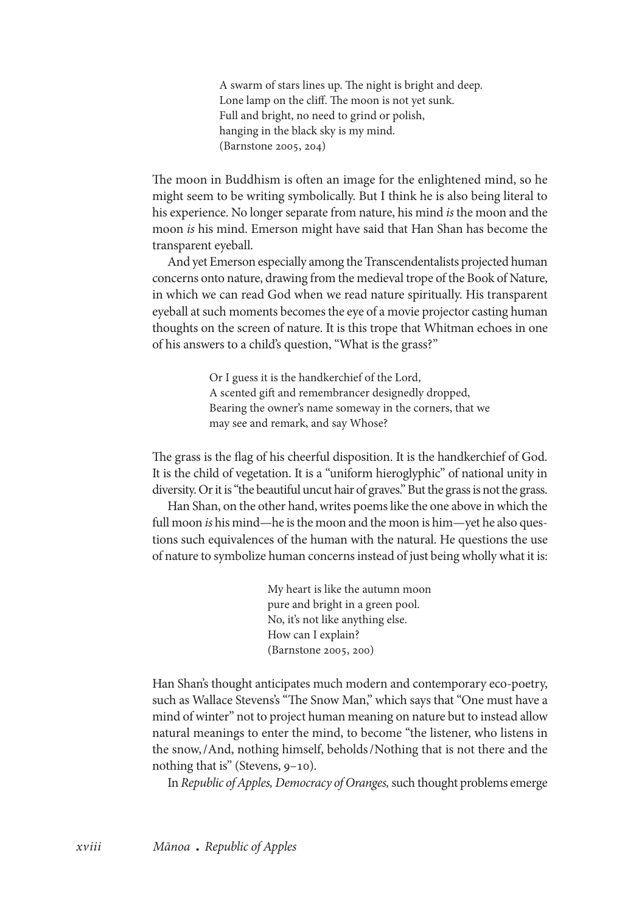> A swarm of stars lines up. The night is bright and deep.
> Lone lamp on the cliff. The moon is not yet sunk.
> Full and bright, no need to grind or polish,
> hanging in the black sky is my mind.
> (Barnstone 2005, 204)

The moon in Buddhism is often an image for the enlightened mind, so he might seem to be writing symbolically. But I think he is also being literal to his experience. No longer separate from nature, his mind *is* the moon and the moon *is* his mind. Emerson might have said that Han Shan has become the transparent eyeball.

And yet Emerson especially among the Transcendentalists projected human concerns onto nature, drawing from the medieval trope of the Book of Nature, in which we can read God when we read nature spiritually. His transparent eyeball at such moments becomes the eye of a movie projector casting human thoughts on the screen of nature. It is this trope that Whitman echoes in one of his answers to a child's question, "What is the grass?"

> Or I guess it is the handkerchief of the Lord,
> A scented gift and remembrancer designedly dropped,
> Bearing the owner's name someway in the corners, that we
> may see and remark, and say Whose?

The grass is the flag of his cheerful disposition. It is the handkerchief of God. It is the child of vegetation. It is a "uniform hieroglyphic" of national unity in diversity. Or it is "the beautiful uncut hair of graves." But the grass is not the grass.

Han Shan, on the other hand, writes poems like the one above in which the full moon *is* his mind—he is the moon and the moon is him—yet he also questions such equivalences of the human with the natural. He questions the use of nature to symbolize human concerns instead of just being wholly what it is:

> My heart is like the autumn moon
> pure and bright in a green pool.
> No, it's not like anything else.
> How can I explain?
> (Barnstone 2005, 200)

Han Shan's thought anticipates much modern and contemporary eco-poetry, such as Wallace Stevens's "The Snow Man," which says that "One must have a mind of winter" not to project human meaning on nature but to instead allow natural meanings to enter the mind, to become "the listener, who listens in the snow,/And, nothing himself, beholds/Nothing that is not there and the nothing that is" (Stevens, 9–10).

In *Republic of Apples, Democracy of Oranges,* such thought problems emerge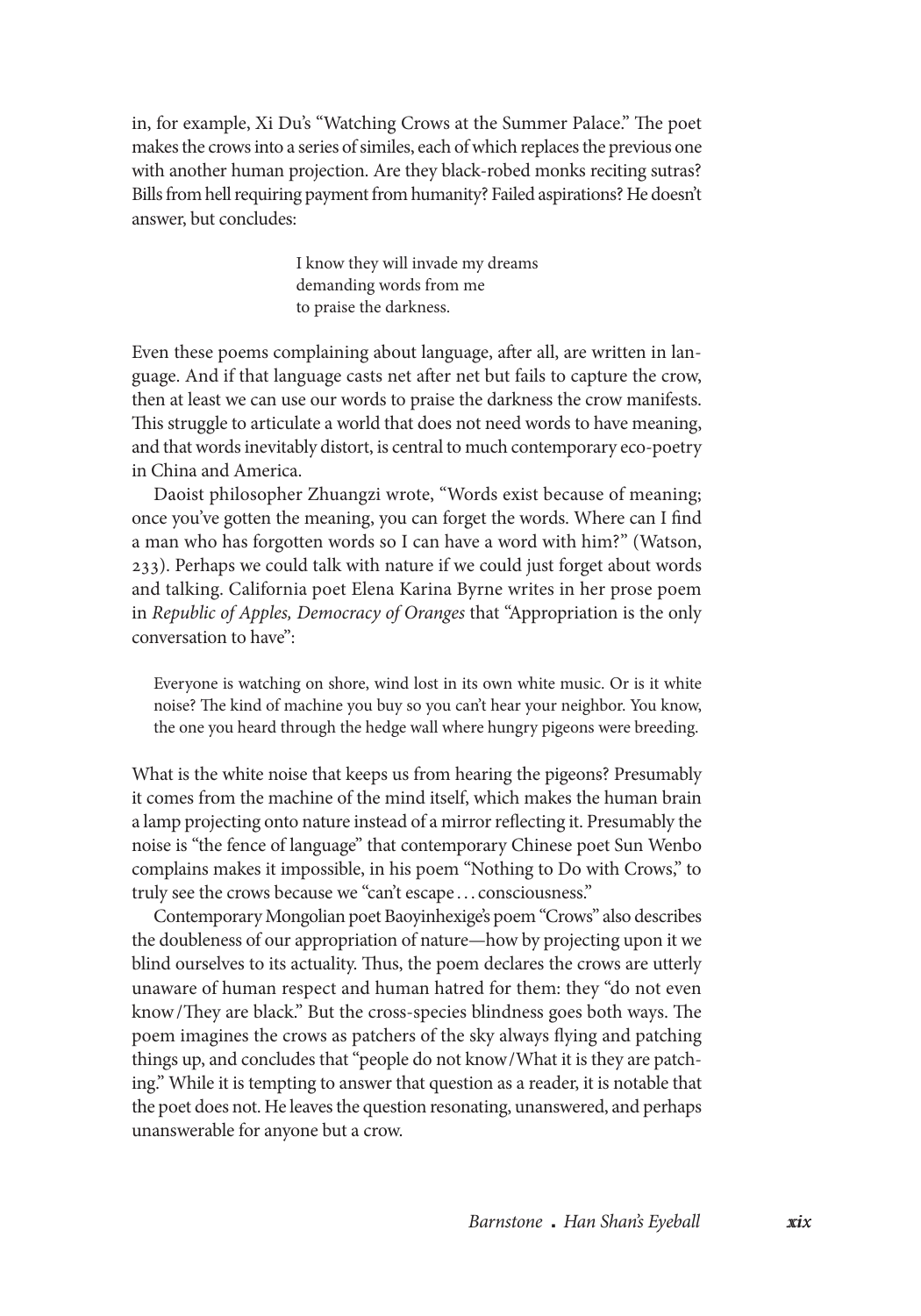in, for example, Xi Du's "Watching Crows at the Summer Palace." The poet makes the crows into a series of similes, each of which replaces the previous one with another human projection. Are they black-robed monks reciting sutras? Bills from hell requiring payment from humanity? Failed aspirations? He doesn't answer, but concludes:

> I know they will invade my dreams
> demanding words from me
> to praise the darkness.

Even these poems complaining about language, after all, are written in language. And if that language casts net after net but fails to capture the crow, then at least we can use our words to praise the darkness the crow manifests. This struggle to articulate a world that does not need words to have meaning, and that words inevitably distort, is central to much contemporary eco-poetry in China and America.

Daoist philosopher Zhuangzi wrote, "Words exist because of meaning; once you've gotten the meaning, you can forget the words. Where can I find a man who has forgotten words so I can have a word with him?" (Watson, 233). Perhaps we could talk with nature if we could just forget about words and talking. California poet Elena Karina Byrne writes in her prose poem in *Republic of Apples, Democracy of Oranges* that "Appropriation is the only conversation to have":

> Everyone is watching on shore, wind lost in its own white music. Or is it white noise? The kind of machine you buy so you can't hear your neighbor. You know, the one you heard through the hedge wall where hungry pigeons were breeding.

What is the white noise that keeps us from hearing the pigeons? Presumably it comes from the machine of the mind itself, which makes the human brain a lamp projecting onto nature instead of a mirror reflecting it. Presumably the noise is "the fence of language" that contemporary Chinese poet Sun Wenbo complains makes it impossible, in his poem "Nothing to Do with Crows," to truly see the crows because we "can't escape . . . consciousness."

Contemporary Mongolian poet Baoyinhexige's poem "Crows" also describes the doubleness of our appropriation of nature—how by projecting upon it we blind ourselves to its actuality. Thus, the poem declares the crows are utterly unaware of human respect and human hatred for them: they "do not even know/They are black." But the cross-species blindness goes both ways. The poem imagines the crows as patchers of the sky always flying and patching things up, and concludes that "people do not know/What it is they are patching." While it is tempting to answer that question as a reader, it is notable that the poet does not. He leaves the question resonating, unanswered, and perhaps unanswerable for anyone but a crow.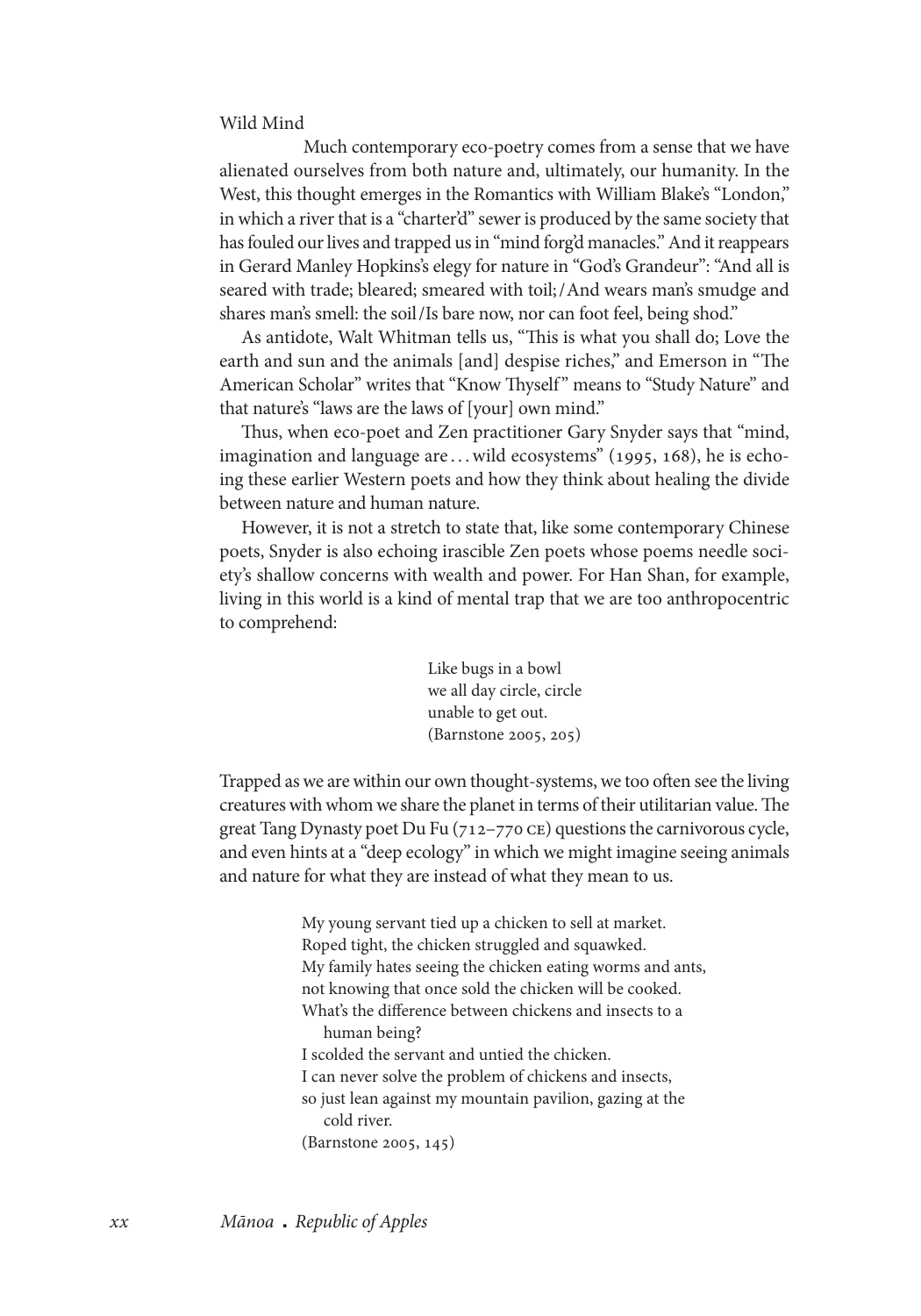## Wild Mind

Much contemporary eco-poetry comes from a sense that we have alienated ourselves from both nature and, ultimately, our humanity. In the West, this thought emerges in the Romantics with William Blake's "London," in which a river that is a "charter'd" sewer is produced by the same society that has fouled our lives and trapped us in "mind forg'd manacles." And it reappears in Gerard Manley Hopkins's elegy for nature in "God's Grandeur": "And all is seared with trade; bleared; smeared with toil;/And wears man's smudge and shares man's smell: the soil/Is bare now, nor can foot feel, being shod."

As antidote, Walt Whitman tells us, "This is what you shall do; Love the earth and sun and the animals [and] despise riches," and Emerson in "The American Scholar" writes that "Know Thyself" means to "Study Nature" and that nature's "laws are the laws of [your] own mind."

Thus, when eco-poet and Zen practitioner Gary Snyder says that "mind, imagination and language are . . . wild ecosystems" (1995, 168), he is echoing these earlier Western poets and how they think about healing the divide between nature and human nature.

However, it is not a stretch to state that, like some contemporary Chinese poets, Snyder is also echoing irascible Zen poets whose poems needle society's shallow concerns with wealth and power. For Han Shan, for example, living in this world is a kind of mental trap that we are too anthropocentric to comprehend:

> Like bugs in a bowl
> we all day circle, circle
> unable to get out.
> (Barnstone 2005, 205)

Trapped as we are within our own thought-systems, we too often see the living creatures with whom we share the planet in terms of their utilitarian value. The great Tang Dynasty poet Du Fu (712–770 CE) questions the carnivorous cycle, and even hints at a "deep ecology" in which we might imagine seeing animals and nature for what they are instead of what they mean to us.

> My young servant tied up a chicken to sell at market.
> Roped tight, the chicken struggled and squawked.
> My family hates seeing the chicken eating worms and ants,
> not knowing that once sold the chicken will be cooked.
> What's the difference between chickens and insects to a
> human being?
> I scolded the servant and untied the chicken.
> I can never solve the problem of chickens and insects,
> so just lean against my mountain pavilion, gazing at the
> cold river.
> (Barnstone 2005, 145)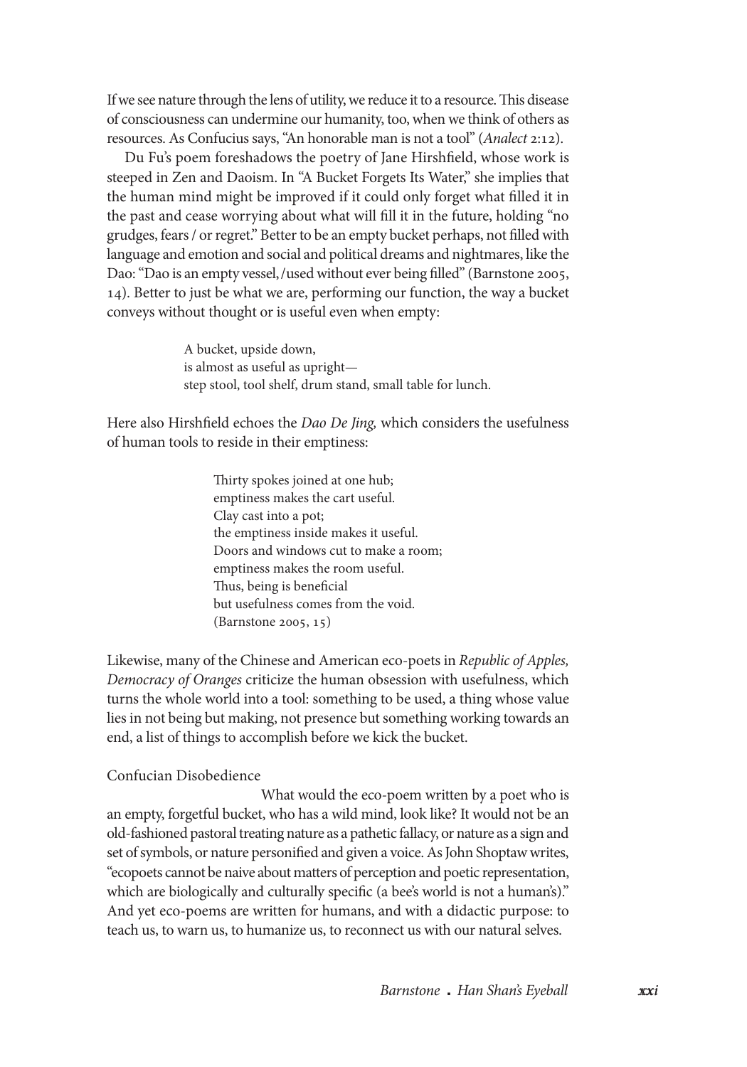If we see nature through the lens of utility, we reduce it to a resource. This disease of consciousness can undermine our humanity, too, when we think of others as resources. As Confucius says, "An honorable man is not a tool" (*Analect* 2:12).

Du Fu's poem foreshadows the poetry of Jane Hirshfield, whose work is steeped in Zen and Daoism. In "A Bucket Forgets Its Water," she implies that the human mind might be improved if it could only forget what filled it in the past and cease worrying about what will fill it in the future, holding "no grudges, fears / or regret." Better to be an empty bucket perhaps, not filled with language and emotion and social and political dreams and nightmares, like the Dao: "Dao is an empty vessel, / used without ever being filled" (Barnstone 2005, 14). Better to just be what we are, performing our function, the way a bucket conveys without thought or is useful even when empty:

> A bucket, upside down,
> is almost as useful as upright—
> step stool, tool shelf, drum stand, small table for lunch.

Here also Hirshfield echoes the *Dao De Jing,* which considers the usefulness of human tools to reside in their emptiness:

> Thirty spokes joined at one hub;
> emptiness makes the cart useful.
> Clay cast into a pot;
> the emptiness inside makes it useful.
> Doors and windows cut to make a room;
> emptiness makes the room useful.
> Thus, being is beneficial
> but usefulness comes from the void.
> (Barnstone 2005, 15)

Likewise, many of the Chinese and American eco-poets in *Republic of Apples, Democracy of Oranges* criticize the human obsession with usefulness, which turns the whole world into a tool: something to be used, a thing whose value lies in not being but making, not presence but something working towards an end, a list of things to accomplish before we kick the bucket.

## Confucian Disobedience

What would the eco-poem written by a poet who is an empty, forgetful bucket, who has a wild mind, look like? It would not be an old-fashioned pastoral treating nature as a pathetic fallacy, or nature as a sign and set of symbols, or nature personified and given a voice. As John Shoptaw writes, "ecopoets cannot be naive about matters of perception and poetic representation, which are biologically and culturally specific (a bee's world is not a human's)." And yet eco-poems are written for humans, and with a didactic purpose: to teach us, to warn us, to humanize us, to reconnect us with our natural selves.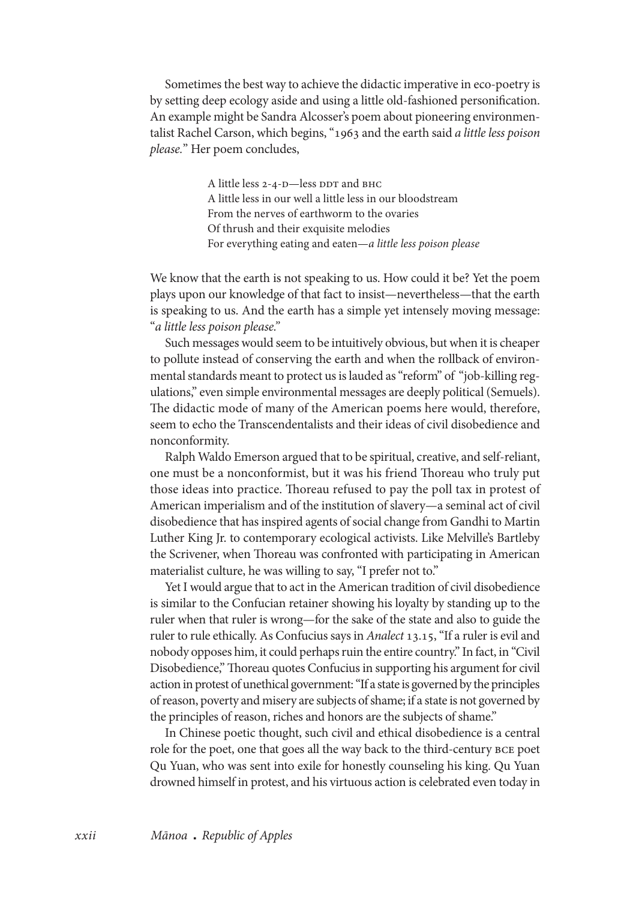Sometimes the best way to achieve the didactic imperative in eco-poetry is by setting deep ecology aside and using a little old-fashioned personification. An example might be Sandra Alcosser's poem about pioneering environmentalist Rachel Carson, which begins, "1963 and the earth said *a little less poison please.*" Her poem concludes,

> A little less 2-4-D—less DDT and BHC  
> A little less in our well a little less in our bloodstream  
> From the nerves of earthworm to the ovaries  
> Of thrush and their exquisite melodies  
> For everything eating and eaten—*a little less poison please*

We know that the earth is not speaking to us. How could it be? Yet the poem plays upon our knowledge of that fact to insist—nevertheless—that the earth is speaking to us. And the earth has a simple yet intensely moving message: "*a little less poison please.*"

Such messages would seem to be intuitively obvious, but when it is cheaper to pollute instead of conserving the earth and when the rollback of environmental standards meant to protect us is lauded as "reform" of "job-killing regulations," even simple environmental messages are deeply political (Semuels). The didactic mode of many of the American poems here would, therefore, seem to echo the Transcendentalists and their ideas of civil disobedience and nonconformity.

Ralph Waldo Emerson argued that to be spiritual, creative, and self-reliant, one must be a nonconformist, but it was his friend Thoreau who truly put those ideas into practice. Thoreau refused to pay the poll tax in protest of American imperialism and of the institution of slavery—a seminal act of civil disobedience that has inspired agents of social change from Gandhi to Martin Luther King Jr. to contemporary ecological activists. Like Melville's Bartleby the Scrivener, when Thoreau was confronted with participating in American materialist culture, he was willing to say, "I prefer not to."

Yet I would argue that to act in the American tradition of civil disobedience is similar to the Confucian retainer showing his loyalty by standing up to the ruler when that ruler is wrong—for the sake of the state and also to guide the ruler to rule ethically. As Confucius says in *Analect* 13.15, "If a ruler is evil and nobody opposes him, it could perhaps ruin the entire country." In fact, in "Civil Disobedience," Thoreau quotes Confucius in supporting his argument for civil action in protest of unethical government: "If a state is governed by the principles of reason, poverty and misery are subjects of shame; if a state is not governed by the principles of reason, riches and honors are the subjects of shame."

In Chinese poetic thought, such civil and ethical disobedience is a central role for the poet, one that goes all the way back to the third-century BCE poet Qu Yuan, who was sent into exile for honestly counseling his king. Qu Yuan drowned himself in protest, and his virtuous action is celebrated even today in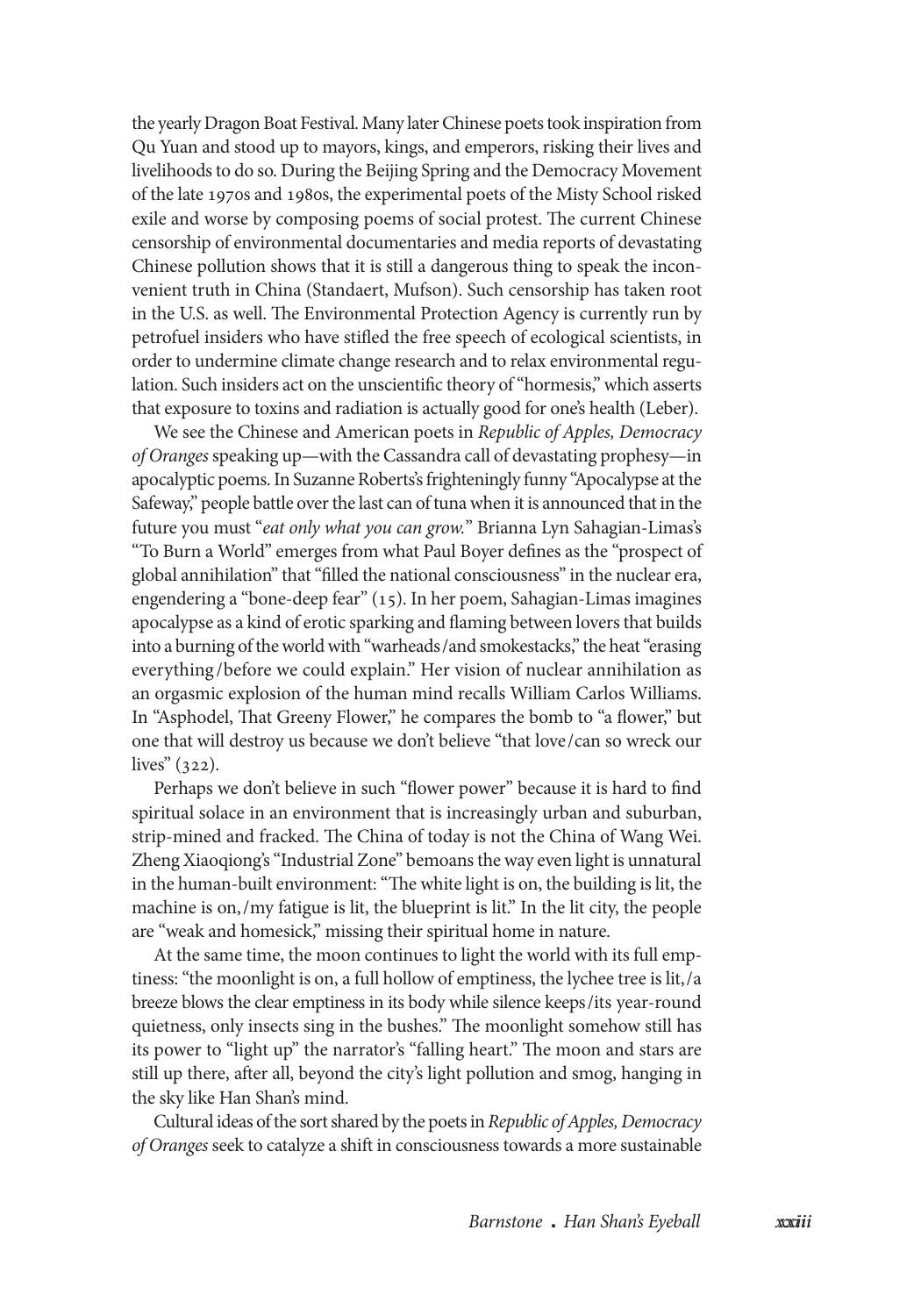the yearly Dragon Boat Festival. Many later Chinese poets took inspiration from Qu Yuan and stood up to mayors, kings, and emperors, risking their lives and livelihoods to do so. During the Beijing Spring and the Democracy Movement of the late 1970s and 1980s, the experimental poets of the Misty School risked exile and worse by composing poems of social protest. The current Chinese censorship of environmental documentaries and media reports of devastating Chinese pollution shows that it is still a dangerous thing to speak the inconvenient truth in China (Standaert, Mufson). Such censorship has taken root in the U.S. as well. The Environmental Protection Agency is currently run by petrofuel insiders who have stifled the free speech of ecological scientists, in order to undermine climate change research and to relax environmental regulation. Such insiders act on the unscientific theory of "hormesis," which asserts that exposure to toxins and radiation is actually good for one's health (Leber).

We see the Chinese and American poets in *Republic of Apples, Democracy of Oranges* speaking up—with the Cassandra call of devastating prophesy—in apocalyptic poems. In Suzanne Roberts's frighteningly funny "Apocalypse at the Safeway," people battle over the last can of tuna when it is announced that in the future you must "*eat only what you can grow.*" Brianna Lyn Sahagian-Limas's "To Burn a World" emerges from what Paul Boyer defines as the "prospect of global annihilation" that "filled the national consciousness" in the nuclear era, engendering a "bone-deep fear" (15). In her poem, Sahagian-Limas imagines apocalypse as a kind of erotic sparking and flaming between lovers that builds into a burning of the world with "warheads/and smokestacks," the heat "erasing everything/before we could explain." Her vision of nuclear annihilation as an orgasmic explosion of the human mind recalls William Carlos Williams. In "Asphodel, That Greeny Flower," he compares the bomb to "a flower," but one that will destroy us because we don't believe "that love/can so wreck our lives" (322).

Perhaps we don't believe in such "flower power" because it is hard to find spiritual solace in an environment that is increasingly urban and suburban, strip-mined and fracked. The China of today is not the China of Wang Wei. Zheng Xiaoqiong's "Industrial Zone" bemoans the way even light is unnatural in the human-built environment: "The white light is on, the building is lit, the machine is on,/my fatigue is lit, the blueprint is lit." In the lit city, the people are "weak and homesick," missing their spiritual home in nature.

At the same time, the moon continues to light the world with its full emptiness: "the moonlight is on, a full hollow of emptiness, the lychee tree is lit,/a breeze blows the clear emptiness in its body while silence keeps/its year-round quietness, only insects sing in the bushes." The moonlight somehow still has its power to "light up" the narrator's "falling heart." The moon and stars are still up there, after all, beyond the city's light pollution and smog, hanging in the sky like Han Shan's mind.

Cultural ideas of the sort shared by the poets in *Republic of Apples, Democracy of Oranges* seek to catalyze a shift in consciousness towards a more sustainable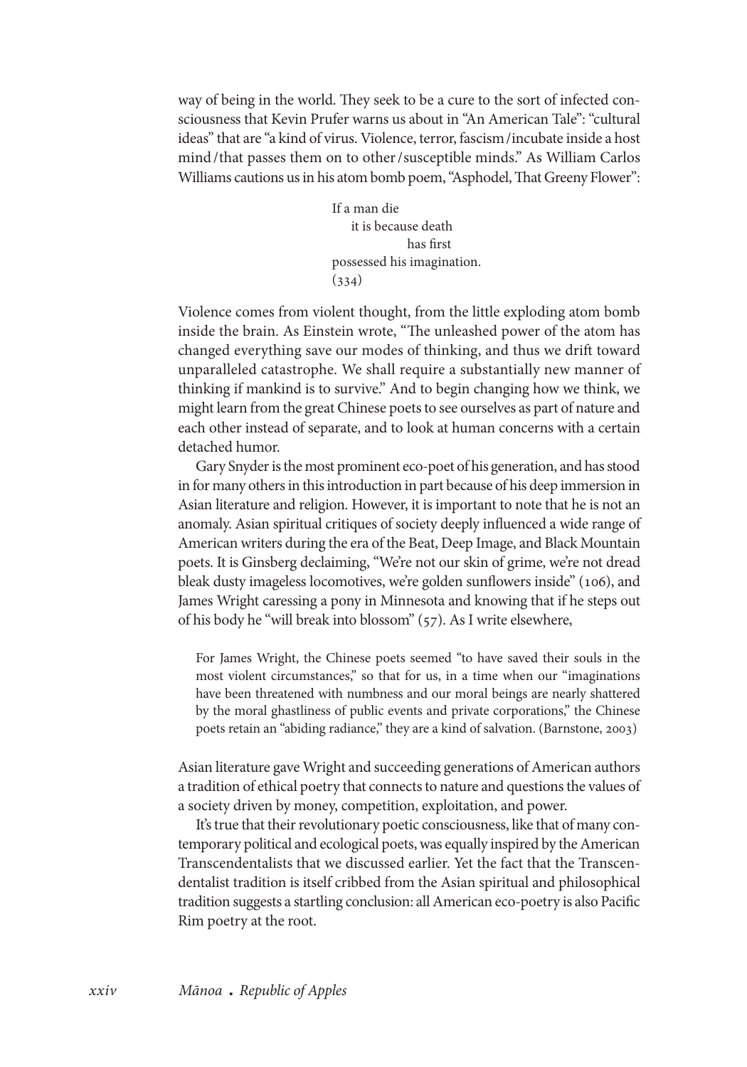way of being in the world. They seek to be a cure to the sort of infected consciousness that Kevin Prufer warns us about in "An American Tale": "cultural ideas" that are "a kind of virus. Violence, terror, fascism/incubate inside a host mind/that passes them on to other/susceptible minds." As William Carlos Williams cautions us in his atom bomb poem, "Asphodel, That Greeny Flower":

> If a man die
> it is because death
> has first
> possessed his imagination.
> (334)

Violence comes from violent thought, from the little exploding atom bomb inside the brain. As Einstein wrote, "The unleashed power of the atom has changed everything save our modes of thinking, and thus we drift toward unparalleled catastrophe. We shall require a substantially new manner of thinking if mankind is to survive." And to begin changing how we think, we might learn from the great Chinese poets to see ourselves as part of nature and each other instead of separate, and to look at human concerns with a certain detached humor.

Gary Snyder is the most prominent eco-poet of his generation, and has stood in for many others in this introduction in part because of his deep immersion in Asian literature and religion. However, it is important to note that he is not an anomaly. Asian spiritual critiques of society deeply influenced a wide range of American writers during the era of the Beat, Deep Image, and Black Mountain poets. It is Ginsberg declaiming, "We're not our skin of grime, we're not dread bleak dusty imageless locomotives, we're golden sunflowers inside" (106), and James Wright caressing a pony in Minnesota and knowing that if he steps out of his body he "will break into blossom" (57). As I write elsewhere,

> For James Wright, the Chinese poets seemed "to have saved their souls in the most violent circumstances," so that for us, in a time when our "imaginations have been threatened with numbness and our moral beings are nearly shattered by the moral ghastliness of public events and private corporations," the Chinese poets retain an "abiding radiance," they are a kind of salvation. (Barnstone, 2003)

Asian literature gave Wright and succeeding generations of American authors a tradition of ethical poetry that connects to nature and questions the values of a society driven by money, competition, exploitation, and power.

It's true that their revolutionary poetic consciousness, like that of many contemporary political and ecological poets, was equally inspired by the American Transcendentalists that we discussed earlier. Yet the fact that the Transcendentalist tradition is itself cribbed from the Asian spiritual and philosophical tradition suggests a startling conclusion: all American eco-poetry is also Pacific Rim poetry at the root.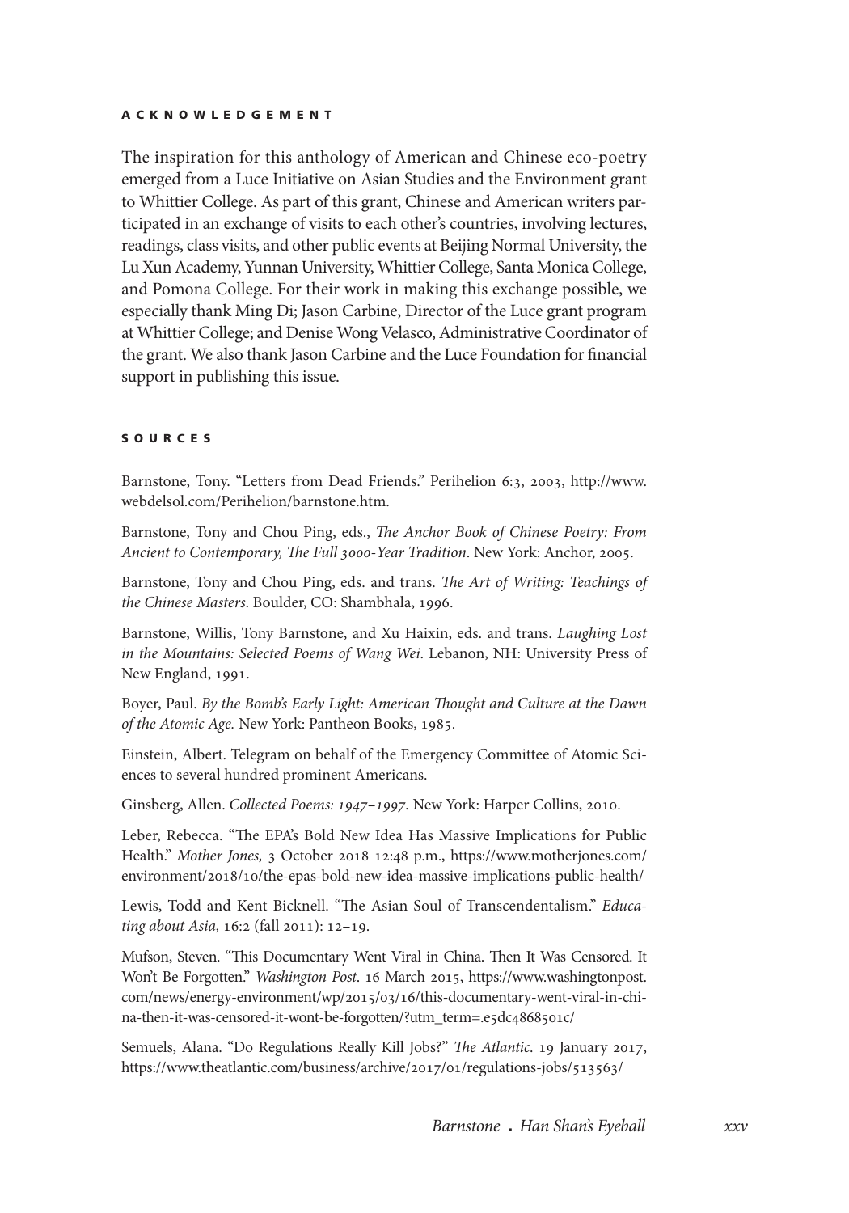## ACKNOWLEDGEMENT

The inspiration for this anthology of American and Chinese eco-poetry emerged from a Luce Initiative on Asian Studies and the Environment grant to Whittier College. As part of this grant, Chinese and American writers participated in an exchange of visits to each other's countries, involving lectures, readings, class visits, and other public events at Beijing Normal University, the Lu Xun Academy, Yunnan University, Whittier College, Santa Monica College, and Pomona College. For their work in making this exchange possible, we especially thank Ming Di; Jason Carbine, Director of the Luce grant program at Whittier College; and Denise Wong Velasco, Administrative Coordinator of the grant. We also thank Jason Carbine and the Luce Foundation for financial support in publishing this issue.

## SOURCES

Barnstone, Tony. "Letters from Dead Friends." Perihelion 6:3, 2003, http://www.webdelsol.com/Perihelion/barnstone.htm.

Barnstone, Tony and Chou Ping, eds., *The Anchor Book of Chinese Poetry: From Ancient to Contemporary, The Full 3000-Year Tradition*. New York: Anchor, 2005.

Barnstone, Tony and Chou Ping, eds. and trans. *The Art of Writing: Teachings of the Chinese Masters*. Boulder, CO: Shambhala, 1996.

Barnstone, Willis, Tony Barnstone, and Xu Haixin, eds. and trans. *Laughing Lost in the Mountains: Selected Poems of Wang Wei*. Lebanon, NH: University Press of New England, 1991.

Boyer, Paul. *By the Bomb's Early Light: American Thought and Culture at the Dawn of the Atomic Age.* New York: Pantheon Books, 1985.

Einstein, Albert. Telegram on behalf of the Emergency Committee of Atomic Sciences to several hundred prominent Americans.

Ginsberg, Allen. *Collected Poems: 1947–1997*. New York: Harper Collins, 2010.

Leber, Rebecca. "The EPA's Bold New Idea Has Massive Implications for Public Health." *Mother Jones,* 3 October 2018 12:48 p.m., https://www.motherjones.com/environment/2018/10/the-epas-bold-new-idea-massive-implications-public-health/

Lewis, Todd and Kent Bicknell. "The Asian Soul of Transcendentalism." *Educating about Asia,* 16:2 (fall 2011): 12–19.

Mufson, Steven. "This Documentary Went Viral in China. Then It Was Censored. It Won't Be Forgotten." *Washington Post*. 16 March 2015, https://www.washingtonpost.com/news/energy-environment/wp/2015/03/16/this-documentary-went-viral-in-china-then-it-was-censored-it-wont-be-forgotten/?utm_term=.e5dc4868501c/

Semuels, Alana. "Do Regulations Really Kill Jobs?" *The Atlantic*. 19 January 2017, https://www.theatlantic.com/business/archive/2017/01/regulations-jobs/513563/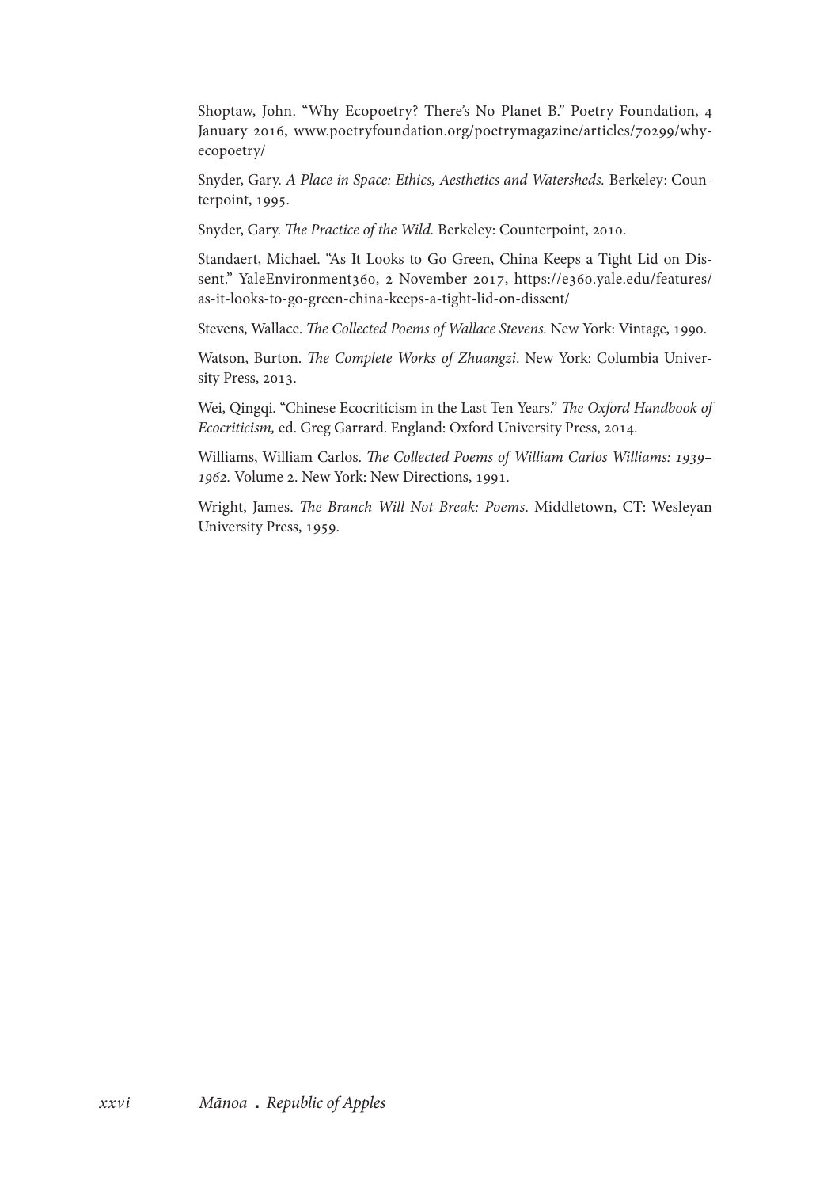Shoptaw, John. "Why Ecopoetry? There's No Planet B." Poetry Foundation, 4 January 2016, www.poetryfoundation.org/poetrymagazine/articles/70299/why-ecopoetry/

Snyder, Gary. *A Place in Space: Ethics, Aesthetics and Watersheds.* Berkeley: Counterpoint, 1995.

Snyder, Gary. *The Practice of the Wild.* Berkeley: Counterpoint, 2010.

Standaert, Michael. "As It Looks to Go Green, China Keeps a Tight Lid on Dissent." YaleEnvironment360, 2 November 2017, https://e360.yale.edu/features/as-it-looks-to-go-green-china-keeps-a-tight-lid-on-dissent/

Stevens, Wallace. *The Collected Poems of Wallace Stevens.* New York: Vintage, 1990.

Watson, Burton. *The Complete Works of Zhuangzi*. New York: Columbia University Press, 2013.

Wei, Qingqi. "Chinese Ecocriticism in the Last Ten Years." *The Oxford Handbook of Ecocriticism,* ed. Greg Garrard. England: Oxford University Press, 2014.

Williams, William Carlos. *The Collected Poems of William Carlos Williams: 1939–1962.* Volume 2. New York: New Directions, 1991.

Wright, James. *The Branch Will Not Break: Poems*. Middletown, CT: Wesleyan University Press, 1959.